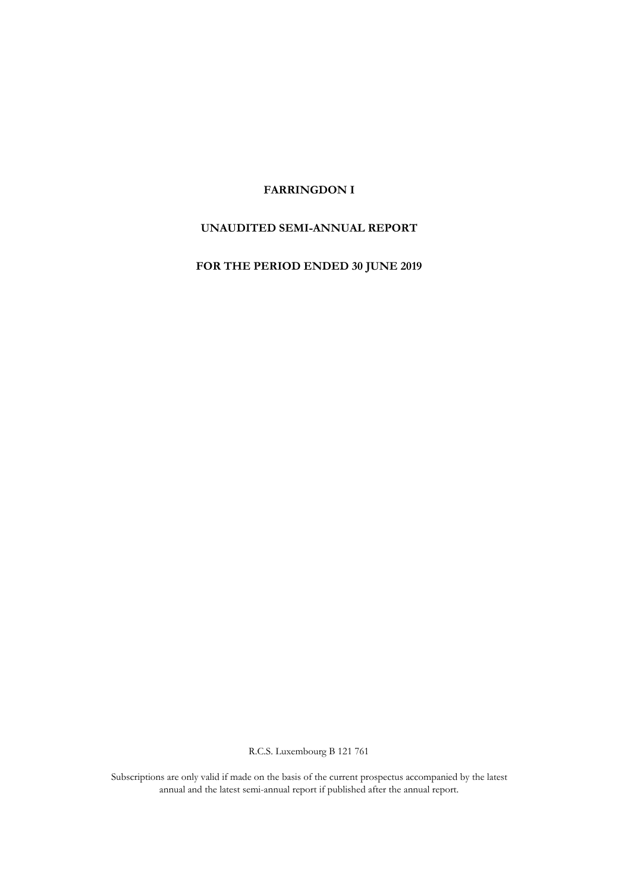# FARRINGDON I

## UNAUDITED SEMI-ANNUAL REPORT

## FOR THE PERIOD ENDED 30 JUNE 2019

R.C.S. Luxembourg B 121 761

Subscriptions are only valid if made on the basis of the current prospectus accompanied by the latest annual and the latest semi-annual report if published after the annual report.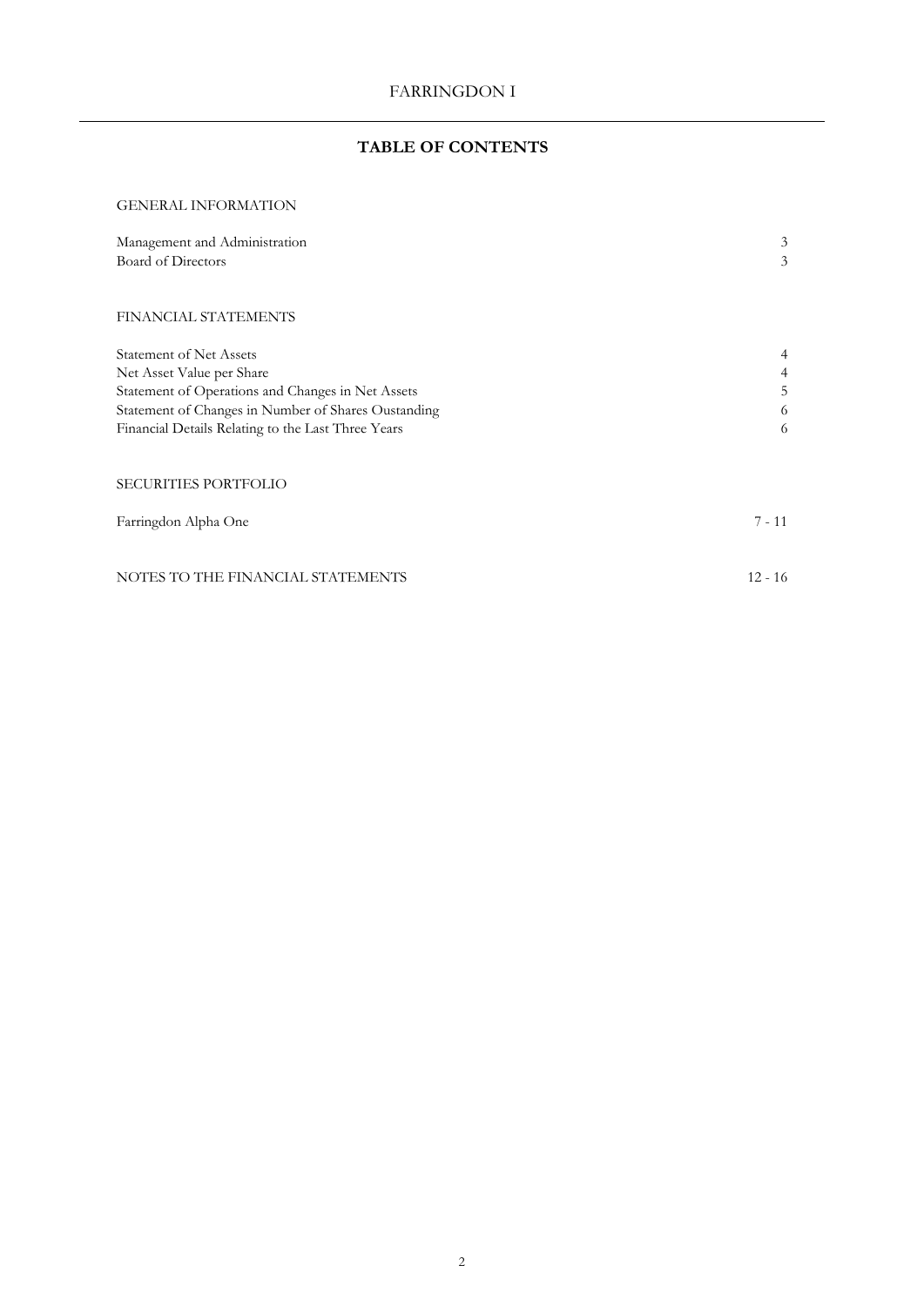# TABLE OF CONTENTS

GENERAL INFORMATION

| | |
|---|---|
| Management and Administration | 3 |
| Board of Directors | 3 |

FINANCIAL STATEMENTS

| | |
|---|---|
| Statement of Net Assets | 4 |
| Net Asset Value per Share | 4 |
| Statement of Operations and Changes in Net Assets | 5 |
| Statement of Changes in Number of Shares Oustanding | 6 |
| Financial Details Relating to the Last Three Years | 6 |

SECURITIES PORTFOLIO

| | |
|---|---|
| Farringdon Alpha One | 7 - 11 |

| | |
|---|---|
| NOTES TO THE FINANCIAL STATEMENTS | 12 - 16 |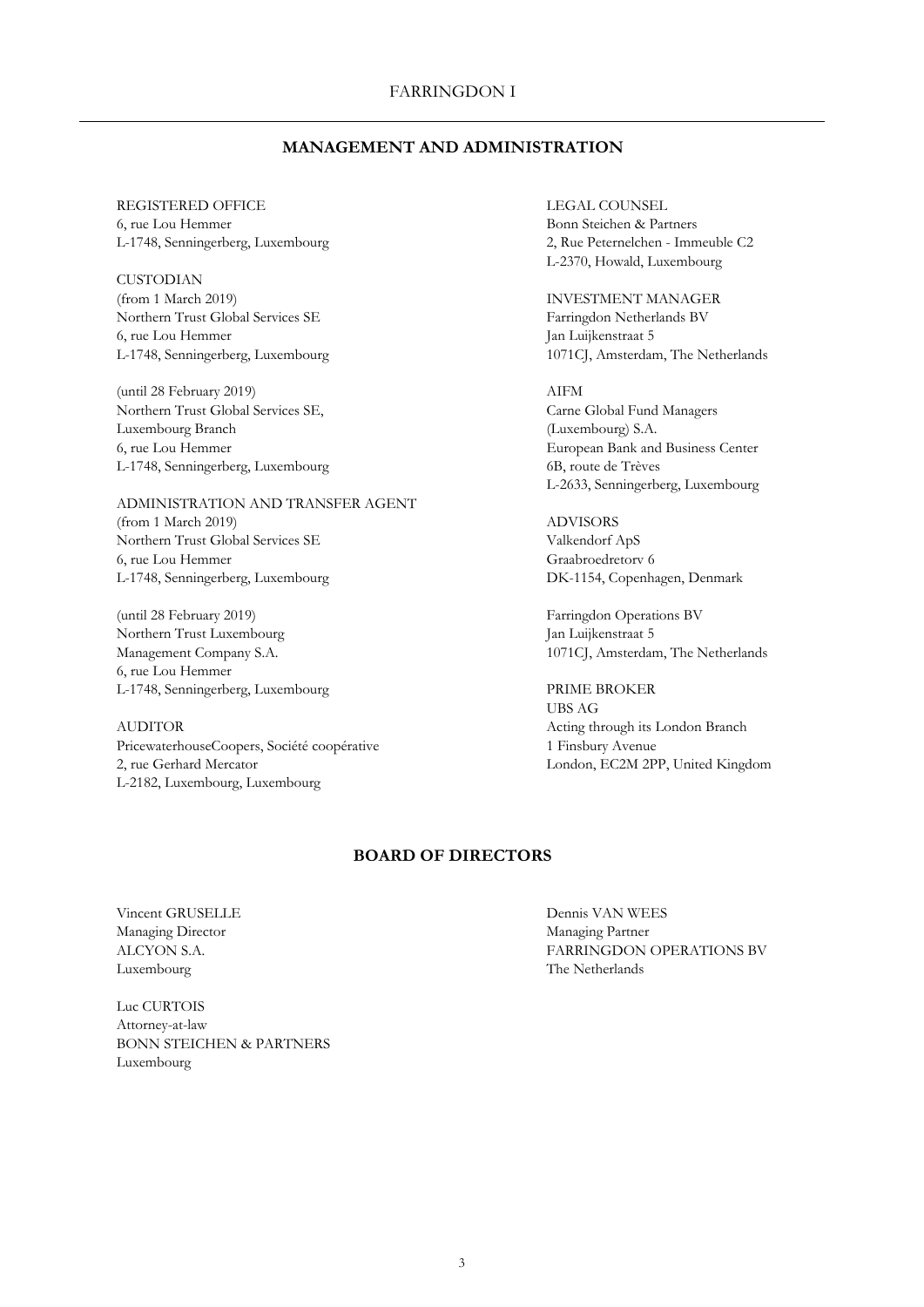## MANAGEMENT AND ADMINISTRATION

REGISTERED OFFICE
6, rue Lou Hemmer
L-1748, Senningerberg, Luxembourg

CUSTODIAN
(from 1 March 2019)
Northern Trust Global Services SE
6, rue Lou Hemmer
L-1748, Senningerberg, Luxembourg

(until 28 February 2019)
Northern Trust Global Services SE,
Luxembourg Branch
6, rue Lou Hemmer
L-1748, Senningerberg, Luxembourg

ADMINISTRATION AND TRANSFER AGENT
(from 1 March 2019)
Northern Trust Global Services SE
6, rue Lou Hemmer
L-1748, Senningerberg, Luxembourg

(until 28 February 2019)
Northern Trust Luxembourg
Management Company S.A.
6, rue Lou Hemmer
L-1748, Senningerberg, Luxembourg

AUDITOR
PricewaterhouseCoopers, Société coopérative
2, rue Gerhard Mercator
L-2182, Luxembourg, Luxembourg

LEGAL COUNSEL
Bonn Steichen & Partners
2, Rue Peternelchen - Immeuble C2
L-2370, Howald, Luxembourg

INVESTMENT MANAGER
Farringdon Netherlands BV
Jan Luijkenstraat 5
1071CJ, Amsterdam, The Netherlands

AIFM
Carne Global Fund Managers
(Luxembourg) S.A.
European Bank and Business Center
6B, route de Trèves
L-2633, Senningerberg, Luxembourg

ADVISORS
Valkendorf ApS
Graabroedretorv 6
DK-1154, Copenhagen, Denmark

Farringdon Operations BV
Jan Luijkenstraat 5
1071CJ, Amsterdam, The Netherlands

PRIME BROKER
UBS AG
Acting through its London Branch
1 Finsbury Avenue
London, EC2M 2PP, United Kingdom

## BOARD OF DIRECTORS

Vincent GRUSELLE
Managing Director
ALCYON S.A.
Luxembourg

Luc CURTOIS
Attorney-at-law
BONN STEICHEN & PARTNERS
Luxembourg

Dennis VAN WEES
Managing Partner
FARRINGDON OPERATIONS BV
The Netherlands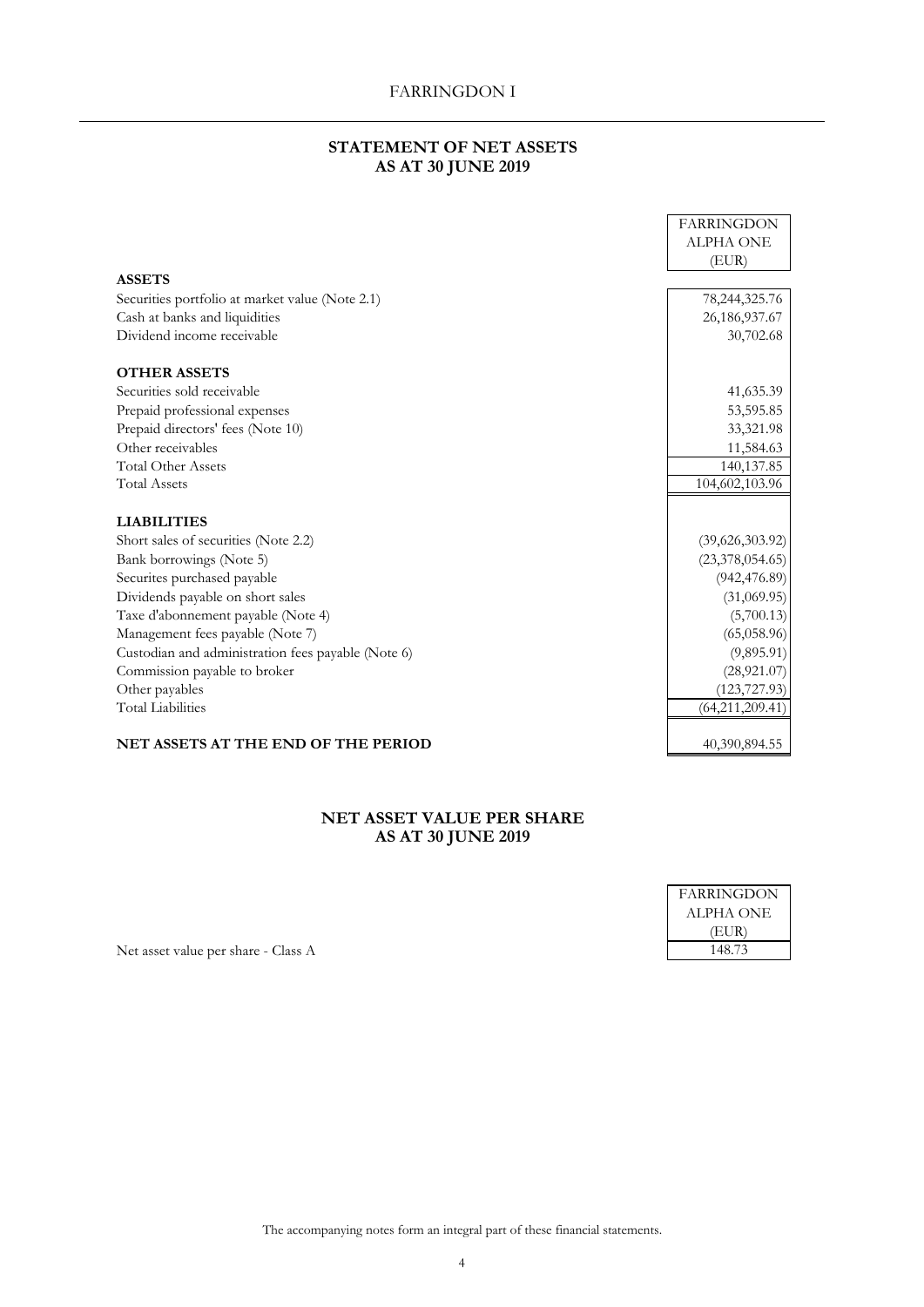# STATEMENT OF NET ASSETS
# AS AT 30 JUNE 2019

| | FARRINGDON ALPHA ONE (EUR) |
|---|---|
| **ASSETS** | |
| Securities portfolio at market value (Note 2.1) | 78,244,325.76 |
| Cash at banks and liquidities | 26,186,937.67 |
| Dividend income receivable | 30,702.68 |
| | |
| **OTHER ASSETS** | |
| Securities sold receivable | 41,635.39 |
| Prepaid professional expenses | 53,595.85 |
| Prepaid directors' fees (Note 10) | 33,321.98 |
| Other receivables | 11,584.63 |
| Total Other Assets | 140,137.85 |
| Total Assets | 104,602,103.96 |
| | |
| **LIABILITIES** | |
| Short sales of securities (Note 2.2) | (39,626,303.92) |
| Bank borrowings (Note 5) | (23,378,054.65) |
| Securites purchased payable | (942,476.89) |
| Dividends payable on short sales | (31,069.95) |
| Taxe d'abonnement payable (Note 4) | (5,700.13) |
| Management fees payable (Note 7) | (65,058.96) |
| Custodian and administration fees payable (Note 6) | (9,895.91) |
| Commission payable to broker | (28,921.07) |
| Other payables | (123,727.93) |
| Total Liabilities | (64,211,209.41) |
| | |
| **NET ASSETS AT THE END OF THE PERIOD** | 40,390,894.55 |

# NET ASSET VALUE PER SHARE
# AS AT 30 JUNE 2019

| | FARRINGDON ALPHA ONE (EUR) |
|---|---|
| Net asset value per share - Class A | 148.73 |

The accompanying notes form an integral part of these financial statements.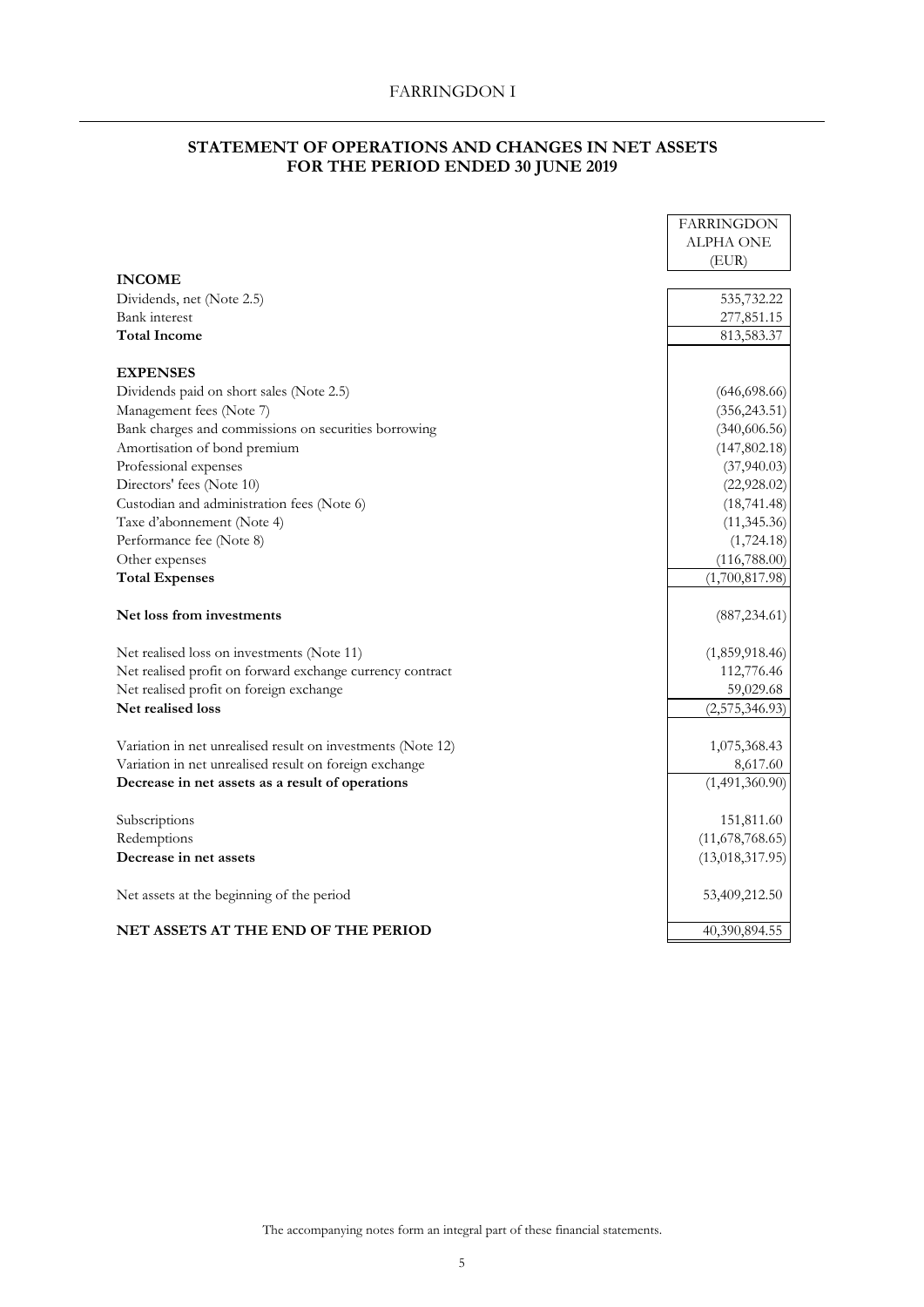## STATEMENT OF OPERATIONS AND CHANGES IN NET ASSETS FOR THE PERIOD ENDED 30 JUNE 2019

| | FARRINGDON ALPHA ONE (EUR) |
|---|---|
| **INCOME** | |
| Dividends, net (Note 2.5) | 535,732.22 |
| Bank interest | 277,851.15 |
| **Total Income** | 813,583.37 |
| | |
| **EXPENSES** | |
| Dividends paid on short sales (Note 2.5) | (646,698.66) |
| Management fees (Note 7) | (356,243.51) |
| Bank charges and commissions on securities borrowing | (340,606.56) |
| Amortisation of bond premium | (147,802.18) |
| Professional expenses | (37,940.03) |
| Directors' fees (Note 10) | (22,928.02) |
| Custodian and administration fees (Note 6) | (18,741.48) |
| Taxe d'abonnement (Note 4) | (11,345.36) |
| Performance fee (Note 8) | (1,724.18) |
| Other expenses | (116,788.00) |
| **Total Expenses** | (1,700,817.98) |
| | |
| **Net loss from investments** | (887,234.61) |
| | |
| Net realised loss on investments (Note 11) | (1,859,918.46) |
| Net realised profit on forward exchange currency contract | 112,776.46 |
| Net realised profit on foreign exchange | 59,029.68 |
| **Net realised loss** | (2,575,346.93) |
| | |
| Variation in net unrealised result on investments (Note 12) | 1,075,368.43 |
| Variation in net unrealised result on foreign exchange | 8,617.60 |
| **Decrease in net assets as a result of operations** | (1,491,360.90) |
| | |
| Subscriptions | 151,811.60 |
| Redemptions | (11,678,768.65) |
| **Decrease in net assets** | (13,018,317.95) |
| | |
| Net assets at the beginning of the period | 53,409,212.50 |
| | |
| **NET ASSETS AT THE END OF THE PERIOD** | 40,390,894.55 |

The accompanying notes form an integral part of these financial statements.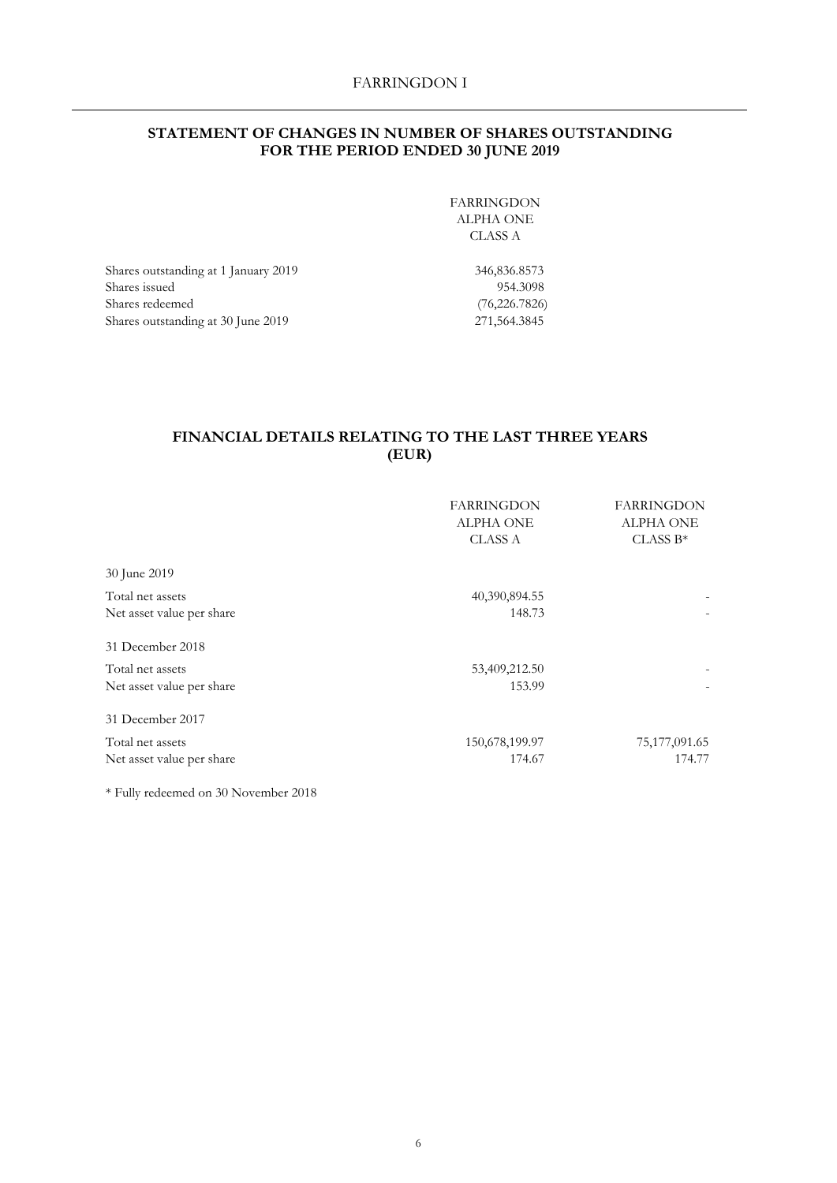## STATEMENT OF CHANGES IN NUMBER OF SHARES OUTSTANDING FOR THE PERIOD ENDED 30 JUNE 2019

| | FARRINGDON ALPHA ONE CLASS A |
|---|---|
| Shares outstanding at 1 January 2019 | 346,836.8573 |
| Shares issued | 954.3098 |
| Shares redeemed | (76,226.7826) |
| Shares outstanding at 30 June 2019 | 271,564.3845 |

## FINANCIAL DETAILS RELATING TO THE LAST THREE YEARS (EUR)

| | FARRINGDON ALPHA ONE CLASS A | FARRINGDON ALPHA ONE CLASS B* |
|---|---|---|
| 30 June 2019 | | |
| Total net assets | 40,390,894.55 | - |
| Net asset value per share | 148.73 | - |
| 31 December 2018 | | |
| Total net assets | 53,409,212.50 | - |
| Net asset value per share | 153.99 | - |
| 31 December 2017 | | |
| Total net assets | 150,678,199.97 | 75,177,091.65 |
| Net asset value per share | 174.67 | 174.77 |

* Fully redeemed on 30 November 2018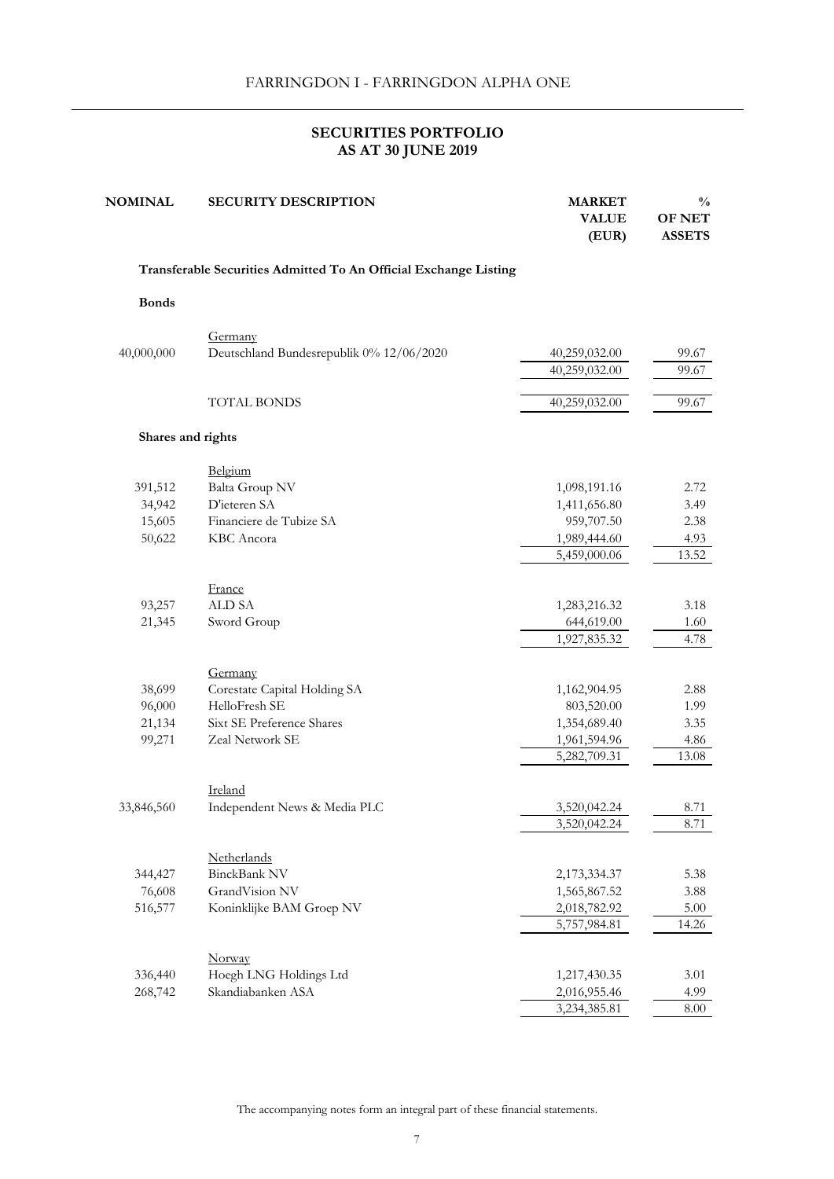# SECURITIES PORTFOLIO
## AS AT 30 JUNE 2019

| NOMINAL | SECURITY DESCRIPTION | MARKET VALUE (EUR) | % OF NET ASSETS |
|---|---|---|---|
| | **Transferable Securities Admitted To An Official Exchange Listing** | | |
| | **Bonds** | | |
| | Germany | | |
| 40,000,000 | Deutschland Bundesrepublik 0% 12/06/2020 | 40,259,032.00 | 99.67 |
| | | 40,259,032.00 | 99.67 |
| | TOTAL BONDS | 40,259,032.00 | 99.67 |
| | **Shares and rights** | | |
| | Belgium | | |
| 391,512 | Balta Group NV | 1,098,191.16 | 2.72 |
| 34,942 | D'ieteren SA | 1,411,656.80 | 3.49 |
| 15,605 | Financiere de Tubize SA | 959,707.50 | 2.38 |
| 50,622 | KBC Ancora | 1,989,444.60 | 4.93 |
| | | 5,459,000.06 | 13.52 |
| | France | | |
| 93,257 | ALD SA | 1,283,216.32 | 3.18 |
| 21,345 | Sword Group | 644,619.00 | 1.60 |
| | | 1,927,835.32 | 4.78 |
| | Germany | | |
| 38,699 | Corestate Capital Holding SA | 1,162,904.95 | 2.88 |
| 96,000 | HelloFresh SE | 803,520.00 | 1.99 |
| 21,134 | Sixt SE Preference Shares | 1,354,689.40 | 3.35 |
| 99,271 | Zeal Network SE | 1,961,594.96 | 4.86 |
| | | 5,282,709.31 | 13.08 |
| | Ireland | | |
| 33,846,560 | Independent News & Media PLC | 3,520,042.24 | 8.71 |
| | | 3,520,042.24 | 8.71 |
| | Netherlands | | |
| 344,427 | BinckBank NV | 2,173,334.37 | 5.38 |
| 76,608 | GrandVision NV | 1,565,867.52 | 3.88 |
| 516,577 | Koninklijke BAM Groep NV | 2,018,782.92 | 5.00 |
| | | 5,757,984.81 | 14.26 |
| | Norway | | |
| 336,440 | Hoegh LNG Holdings Ltd | 1,217,430.35 | 3.01 |
| 268,742 | Skandiabanken ASA | 2,016,955.46 | 4.99 |
| | | 3,234,385.81 | 8.00 |

The accompanying notes form an integral part of these financial statements.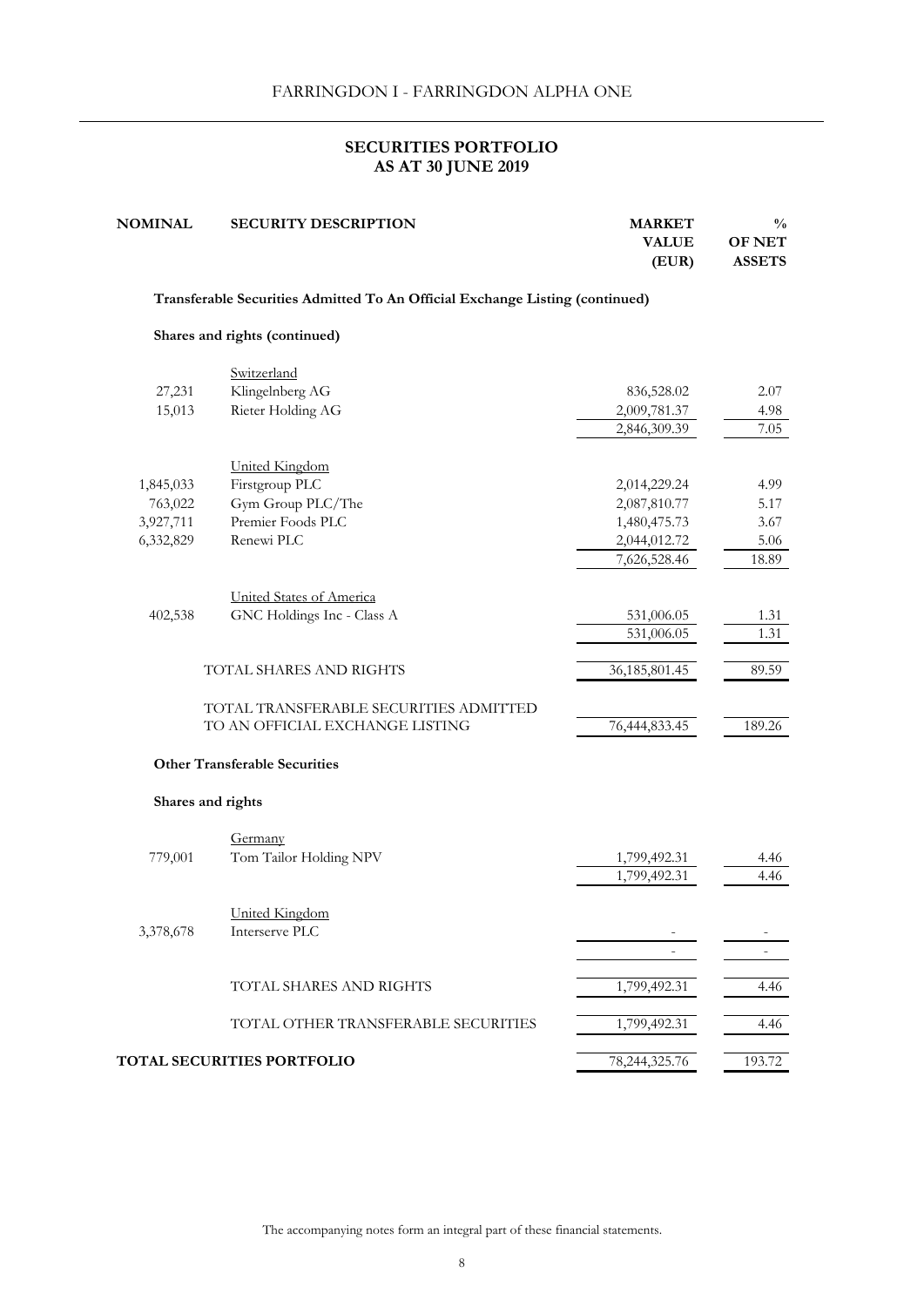## SECURITIES PORTFOLIO
## AS AT 30 JUNE 2019

| NOMINAL | SECURITY DESCRIPTION | MARKET VALUE (EUR) | % OF NET ASSETS |
|---|---|---|---|
| | **Transferable Securities Admitted To An Official Exchange Listing (continued)** | | |
| | **Shares and rights (continued)** | | |
| | Switzerland | | |
| 27,231 | Klingelnberg AG | 836,528.02 | 2.07 |
| 15,013 | Rieter Holding AG | 2,009,781.37 | 4.98 |
| | | 2,846,309.39 | 7.05 |
| | United Kingdom | | |
| 1,845,033 | Firstgroup PLC | 2,014,229.24 | 4.99 |
| 763,022 | Gym Group PLC/The | 2,087,810.77 | 5.17 |
| 3,927,711 | Premier Foods PLC | 1,480,475.73 | 3.67 |
| 6,332,829 | Renewi PLC | 2,044,012.72 | 5.06 |
| | | 7,626,528.46 | 18.89 |
| | United States of America | | |
| 402,538 | GNC Holdings Inc - Class A | 531,006.05 | 1.31 |
| | | 531,006.05 | 1.31 |
| | TOTAL SHARES AND RIGHTS | 36,185,801.45 | 89.59 |
| | TOTAL TRANSFERABLE SECURITIES ADMITTED TO AN OFFICIAL EXCHANGE LISTING | 76,444,833.45 | 189.26 |
| | **Other Transferable Securities** | | |
| | **Shares and rights** | | |
| | Germany | | |
| 779,001 | Tom Tailor Holding NPV | 1,799,492.31 | 4.46 |
| | | 1,799,492.31 | 4.46 |
| | United Kingdom | | |
| 3,378,678 | Interserve PLC | - | - |
| | | - | - |
| | TOTAL SHARES AND RIGHTS | 1,799,492.31 | 4.46 |
| | TOTAL OTHER TRANSFERABLE SECURITIES | 1,799,492.31 | 4.46 |
| **TOTAL SECURITIES PORTFOLIO** | | 78,244,325.76 | 193.72 |

The accompanying notes form an integral part of these financial statements.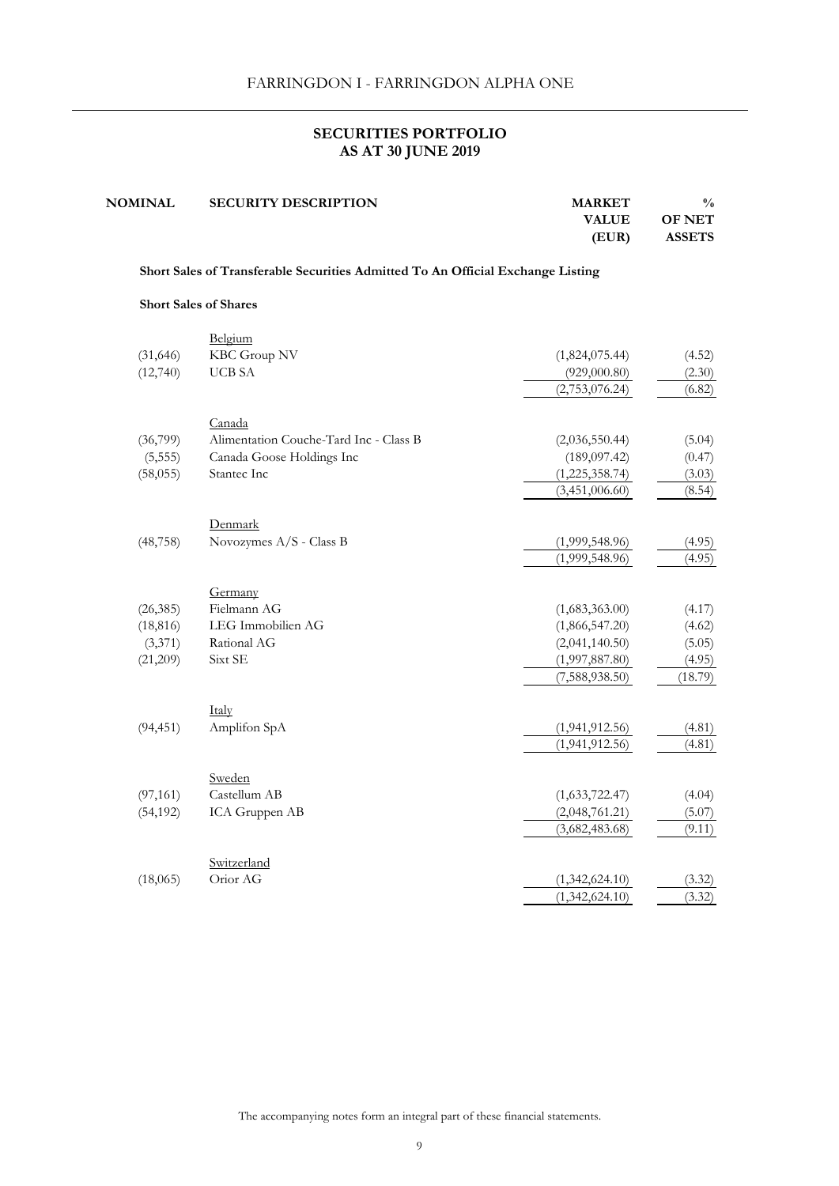# FARRINGDON I - FARRINGDON ALPHA ONE

## SECURITIES PORTFOLIO AS AT 30 JUNE 2019

| NOMINAL | SECURITY DESCRIPTION | MARKET VALUE (EUR) | % OF NET ASSETS |
|---|---|---|---|
| | **Short Sales of Transferable Securities Admitted To An Official Exchange Listing** | | |
| | **Short Sales of Shares** | | |
| | Belgium | | |
| (31,646) | KBC Group NV | (1,824,075.44) | (4.52) |
| (12,740) | UCB SA | (929,000.80) | (2.30) |
| | | (2,753,076.24) | (6.82) |
| | Canada | | |
| (36,799) | Alimentation Couche-Tard Inc - Class B | (2,036,550.44) | (5.04) |
| (5,555) | Canada Goose Holdings Inc | (189,097.42) | (0.47) |
| (58,055) | Stantec Inc | (1,225,358.74) | (3.03) |
| | | (3,451,006.60) | (8.54) |
| | Denmark | | |
| (48,758) | Novozymes A/S - Class B | (1,999,548.96) | (4.95) |
| | | (1,999,548.96) | (4.95) |
| | Germany | | |
| (26,385) | Fielmann AG | (1,683,363.00) | (4.17) |
| (18,816) | LEG Immobilien AG | (1,866,547.20) | (4.62) |
| (3,371) | Rational AG | (2,041,140.50) | (5.05) |
| (21,209) | Sixt SE | (1,997,887.80) | (4.95) |
| | | (7,588,938.50) | (18.79) |
| | Italy | | |
| (94,451) | Amplifon SpA | (1,941,912.56) | (4.81) |
| | | (1,941,912.56) | (4.81) |
| | Sweden | | |
| (97,161) | Castellum AB | (1,633,722.47) | (4.04) |
| (54,192) | ICA Gruppen AB | (2,048,761.21) | (5.07) |
| | | (3,682,483.68) | (9.11) |
| | Switzerland | | |
| (18,065) | Orior AG | (1,342,624.10) | (3.32) |
| | | (1,342,624.10) | (3.32) |

The accompanying notes form an integral part of these financial statements.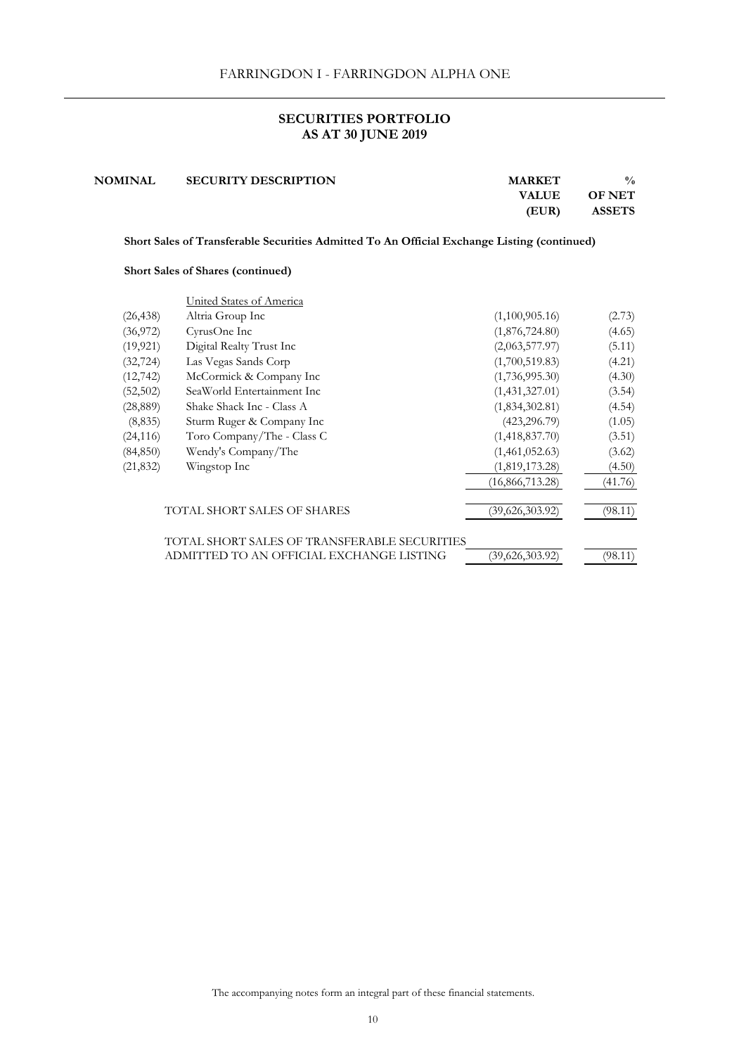## SECURITIES PORTFOLIO
## AS AT 30 JUNE 2019

| NOMINAL | SECURITY DESCRIPTION | MARKET VALUE (EUR) | % OF NET ASSETS |
|---|---|---|---|
| | **Short Sales of Transferable Securities Admitted To An Official Exchange Listing (continued)** | | |
| | **Short Sales of Shares (continued)** | | |
| | United States of America | | |
| (26,438) | Altria Group Inc | (1,100,905.16) | (2.73) |
| (36,972) | CyrusOne Inc | (1,876,724.80) | (4.65) |
| (19,921) | Digital Realty Trust Inc | (2,063,577.97) | (5.11) |
| (32,724) | Las Vegas Sands Corp | (1,700,519.83) | (4.21) |
| (12,742) | McCormick & Company Inc | (1,736,995.30) | (4.30) |
| (52,502) | SeaWorld Entertainment Inc | (1,431,327.01) | (3.54) |
| (28,889) | Shake Shack Inc - Class A | (1,834,302.81) | (4.54) |
| (8,835) | Sturm Ruger & Company Inc | (423,296.79) | (1.05) |
| (24,116) | Toro Company/The - Class C | (1,418,837.70) | (3.51) |
| (84,850) | Wendy's Company/The | (1,461,052.63) | (3.62) |
| (21,832) | Wingstop Inc | (1,819,173.28) | (4.50) |
| | | (16,866,713.28) | (41.76) |
| | TOTAL SHORT SALES OF SHARES | (39,626,303.92) | (98.11) |
| | TOTAL SHORT SALES OF TRANSFERABLE SECURITIES ADMITTED TO AN OFFICIAL EXCHANGE LISTING | (39,626,303.92) | (98.11) |

The accompanying notes form an integral part of these financial statements.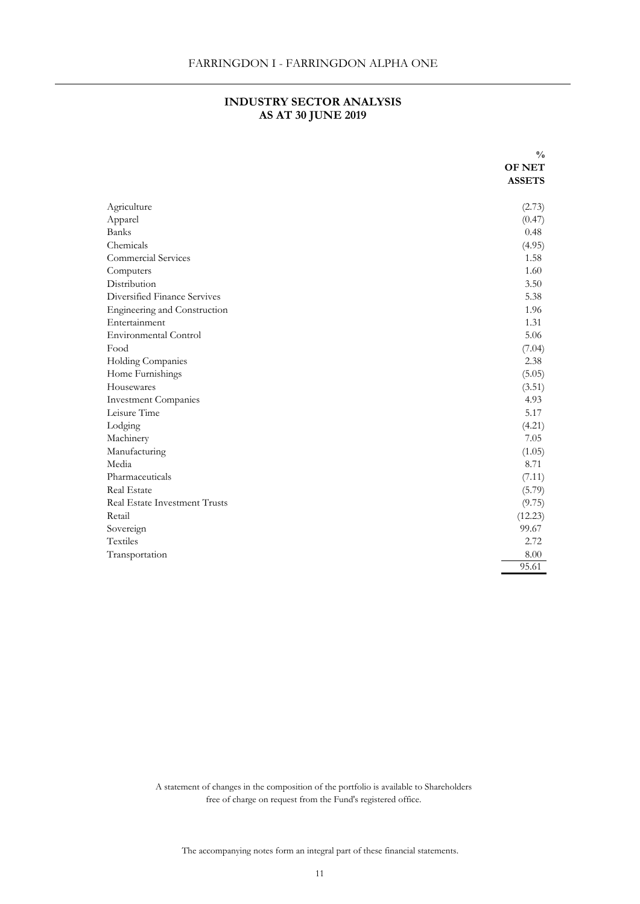## INDUSTRY SECTOR ANALYSIS
## AS AT 30 JUNE 2019

| | % OF NET ASSETS |
|---|---|
| Agriculture | (2.73) |
| Apparel | (0.47) |
| Banks | 0.48 |
| Chemicals | (4.95) |
| Commercial Services | 1.58 |
| Computers | 1.60 |
| Distribution | 3.50 |
| Diversified Finance Servives | 5.38 |
| Engineering and Construction | 1.96 |
| Entertainment | 1.31 |
| Environmental Control | 5.06 |
| Food | (7.04) |
| Holding Companies | 2.38 |
| Home Furnishings | (5.05) |
| Housewares | (3.51) |
| Investment Companies | 4.93 |
| Leisure Time | 5.17 |
| Lodging | (4.21) |
| Machinery | 7.05 |
| Manufacturing | (1.05) |
| Media | 8.71 |
| Pharmaceuticals | (7.11) |
| Real Estate | (5.79) |
| Real Estate Investment Trusts | (9.75) |
| Retail | (12.23) |
| Sovereign | 99.67 |
| Textiles | 2.72 |
| Transportation | 8.00 |
| | 95.61 |

A statement of changes in the composition of the portfolio is available to Shareholders free of charge on request from the Fund's registered office.

The accompanying notes form an integral part of these financial statements.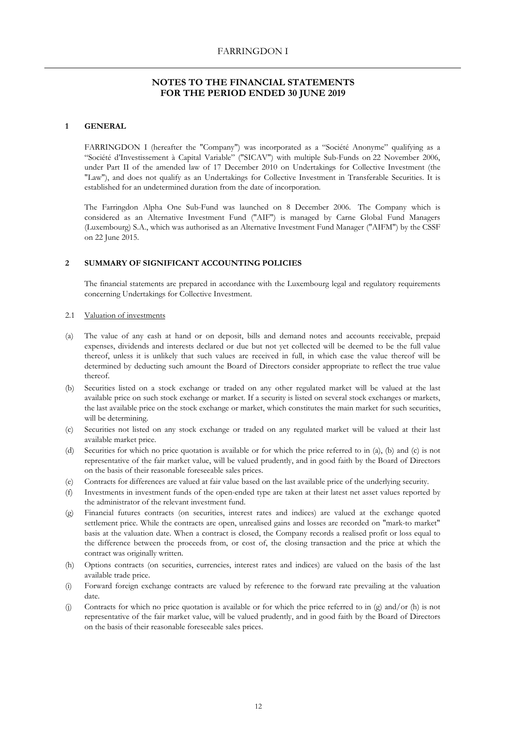# NOTES TO THE FINANCIAL STATEMENTS FOR THE PERIOD ENDED 30 JUNE 2019

## 1 GENERAL

FARRINGDON I (hereafter the "Company") was incorporated as a "Société Anonyme" qualifying as a "Société d'Investissement à Capital Variable" ("SICAV") with multiple Sub-Funds on 22 November 2006, under Part II of the amended law of 17 December 2010 on Undertakings for Collective Investment (the "Law"), and does not qualify as an Undertakings for Collective Investment in Transferable Securities. It is established for an undetermined duration from the date of incorporation.

The Farringdon Alpha One Sub-Fund was launched on 8 December 2006. The Company which is considered as an Alternative Investment Fund ("AIF") is managed by Carne Global Fund Managers (Luxembourg) S.A., which was authorised as an Alternative Investment Fund Manager ("AIFM") by the CSSF on 22 June 2015.

## 2 SUMMARY OF SIGNIFICANT ACCOUNTING POLICIES

The financial statements are prepared in accordance with the Luxembourg legal and regulatory requirements concerning Undertakings for Collective Investment.

### 2.1 Valuation of investments

(a) The value of any cash at hand or on deposit, bills and demand notes and accounts receivable, prepaid expenses, dividends and interests declared or due but not yet collected will be deemed to be the full value thereof, unless it is unlikely that such values are received in full, in which case the value thereof will be determined by deducting such amount the Board of Directors consider appropriate to reflect the true value thereof.

(b) Securities listed on a stock exchange or traded on any other regulated market will be valued at the last available price on such stock exchange or market. If a security is listed on several stock exchanges or markets, the last available price on the stock exchange or market, which constitutes the main market for such securities, will be determining.

(c) Securities not listed on any stock exchange or traded on any regulated market will be valued at their last available market price.

(d) Securities for which no price quotation is available or for which the price referred to in (a), (b) and (c) is not representative of the fair market value, will be valued prudently, and in good faith by the Board of Directors on the basis of their reasonable foreseeable sales prices.

(e) Contracts for differences are valued at fair value based on the last available price of the underlying security.

(f) Investments in investment funds of the open-ended type are taken at their latest net asset values reported by the administrator of the relevant investment fund.

(g) Financial futures contracts (on securities, interest rates and indices) are valued at the exchange quoted settlement price. While the contracts are open, unrealised gains and losses are recorded on "mark-to market" basis at the valuation date. When a contract is closed, the Company records a realised profit or loss equal to the difference between the proceeds from, or cost of, the closing transaction and the price at which the contract was originally written.

(h) Options contracts (on securities, currencies, interest rates and indices) are valued on the basis of the last available trade price.

(i) Forward foreign exchange contracts are valued by reference to the forward rate prevailing at the valuation date.

(j) Contracts for which no price quotation is available or for which the price referred to in (g) and/or (h) is not representative of the fair market value, will be valued prudently, and in good faith by the Board of Directors on the basis of their reasonable foreseeable sales prices.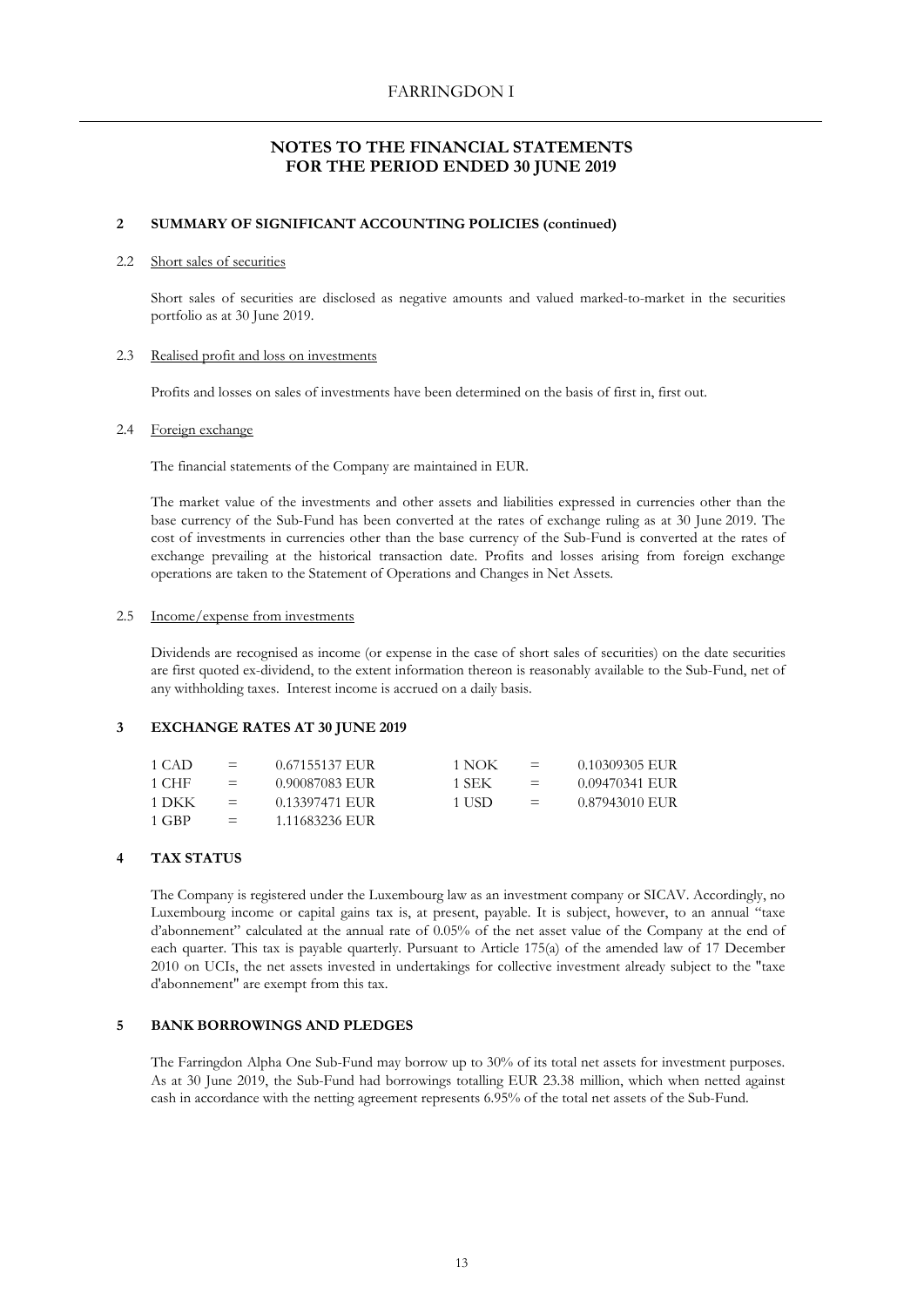# NOTES TO THE FINANCIAL STATEMENTS FOR THE PERIOD ENDED 30 JUNE 2019

## 2 SUMMARY OF SIGNIFICANT ACCOUNTING POLICIES (continued)

### 2.2 Short sales of securities

Short sales of securities are disclosed as negative amounts and valued marked-to-market in the securities portfolio as at 30 June 2019.

### 2.3 Realised profit and loss on investments

Profits and losses on sales of investments have been determined on the basis of first in, first out.

### 2.4 Foreign exchange

The financial statements of the Company are maintained in EUR.

The market value of the investments and other assets and liabilities expressed in currencies other than the base currency of the Sub-Fund has been converted at the rates of exchange ruling as at 30 June 2019. The cost of investments in currencies other than the base currency of the Sub-Fund is converted at the rates of exchange prevailing at the historical transaction date. Profits and losses arising from foreign exchange operations are taken to the Statement of Operations and Changes in Net Assets.

### 2.5 Income/expense from investments

Dividends are recognised as income (or expense in the case of short sales of securities) on the date securities are first quoted ex-dividend, to the extent information thereon is reasonably available to the Sub-Fund, net of any withholding taxes. Interest income is accrued on a daily basis.

## 3 EXCHANGE RATES AT 30 JUNE 2019

| | | | | | |
|---|---|---|---|---|---|
| 1 CAD | = | 0.67155137 EUR | 1 NOK | = | 0.10309305 EUR |
| 1 CHF | = | 0.90087083 EUR | 1 SEK | = | 0.09470341 EUR |
| 1 DKK | = | 0.13397471 EUR | 1 USD | = | 0.87943010 EUR |
| 1 GBP | = | 1.11683236 EUR | | | |

## 4 TAX STATUS

The Company is registered under the Luxembourg law as an investment company or SICAV. Accordingly, no Luxembourg income or capital gains tax is, at present, payable. It is subject, however, to an annual "taxe d'abonnement" calculated at the annual rate of 0.05% of the net asset value of the Company at the end of each quarter. This tax is payable quarterly. Pursuant to Article 175(a) of the amended law of 17 December 2010 on UCIs, the net assets invested in undertakings for collective investment already subject to the "taxe d'abonnement" are exempt from this tax.

## 5 BANK BORROWINGS AND PLEDGES

The Farringdon Alpha One Sub-Fund may borrow up to 30% of its total net assets for investment purposes. As at 30 June 2019, the Sub-Fund had borrowings totalling EUR 23.38 million, which when netted against cash in accordance with the netting agreement represents 6.95% of the total net assets of the Sub-Fund.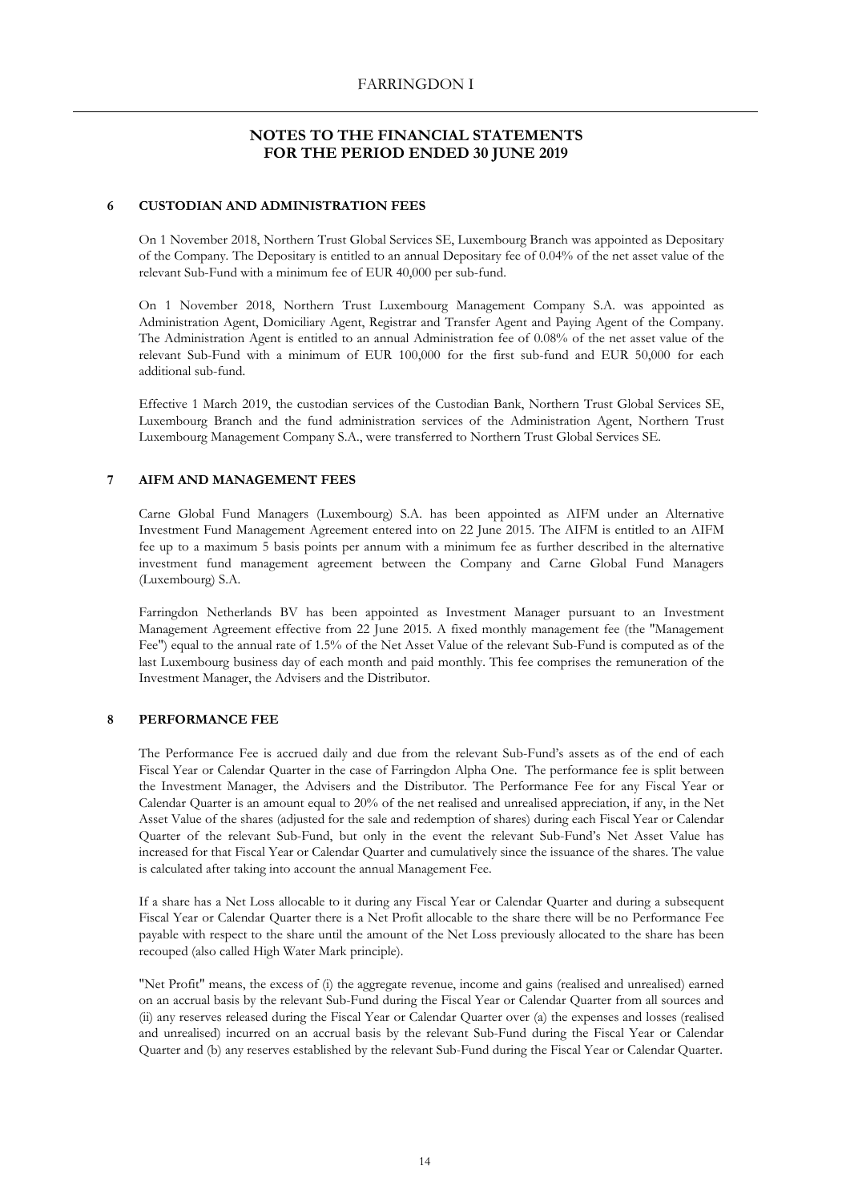# NOTES TO THE FINANCIAL STATEMENTS
# FOR THE PERIOD ENDED 30 JUNE 2019

## 6 CUSTODIAN AND ADMINISTRATION FEES

On 1 November 2018, Northern Trust Global Services SE, Luxembourg Branch was appointed as Depositary of the Company. The Depositary is entitled to an annual Depositary fee of 0.04% of the net asset value of the relevant Sub-Fund with a minimum fee of EUR 40,000 per sub-fund.

On 1 November 2018, Northern Trust Luxembourg Management Company S.A. was appointed as Administration Agent, Domiciliary Agent, Registrar and Transfer Agent and Paying Agent of the Company. The Administration Agent is entitled to an annual Administration fee of 0.08% of the net asset value of the relevant Sub-Fund with a minimum of EUR 100,000 for the first sub-fund and EUR 50,000 for each additional sub-fund.

Effective 1 March 2019, the custodian services of the Custodian Bank, Northern Trust Global Services SE, Luxembourg Branch and the fund administration services of the Administration Agent, Northern Trust Luxembourg Management Company S.A., were transferred to Northern Trust Global Services SE.

## 7 AIFM AND MANAGEMENT FEES

Carne Global Fund Managers (Luxembourg) S.A. has been appointed as AIFM under an Alternative Investment Fund Management Agreement entered into on 22 June 2015. The AIFM is entitled to an AIFM fee up to a maximum 5 basis points per annum with a minimum fee as further described in the alternative investment fund management agreement between the Company and Carne Global Fund Managers (Luxembourg) S.A.

Farringdon Netherlands BV has been appointed as Investment Manager pursuant to an Investment Management Agreement effective from 22 June 2015. A fixed monthly management fee (the "Management Fee") equal to the annual rate of 1.5% of the Net Asset Value of the relevant Sub-Fund is computed as of the last Luxembourg business day of each month and paid monthly. This fee comprises the remuneration of the Investment Manager, the Advisers and the Distributor.

## 8 PERFORMANCE FEE

The Performance Fee is accrued daily and due from the relevant Sub-Fund's assets as of the end of each Fiscal Year or Calendar Quarter in the case of Farringdon Alpha One. The performance fee is split between the Investment Manager, the Advisers and the Distributor. The Performance Fee for any Fiscal Year or Calendar Quarter is an amount equal to 20% of the net realised and unrealised appreciation, if any, in the Net Asset Value of the shares (adjusted for the sale and redemption of shares) during each Fiscal Year or Calendar Quarter of the relevant Sub-Fund, but only in the event the relevant Sub-Fund's Net Asset Value has increased for that Fiscal Year or Calendar Quarter and cumulatively since the issuance of the shares. The value is calculated after taking into account the annual Management Fee.

If a share has a Net Loss allocable to it during any Fiscal Year or Calendar Quarter and during a subsequent Fiscal Year or Calendar Quarter there is a Net Profit allocable to the share there will be no Performance Fee payable with respect to the share until the amount of the Net Loss previously allocated to the share has been recouped (also called High Water Mark principle).

"Net Profit" means, the excess of (i) the aggregate revenue, income and gains (realised and unrealised) earned on an accrual basis by the relevant Sub-Fund during the Fiscal Year or Calendar Quarter from all sources and (ii) any reserves released during the Fiscal Year or Calendar Quarter over (a) the expenses and losses (realised and unrealised) incurred on an accrual basis by the relevant Sub-Fund during the Fiscal Year or Calendar Quarter and (b) any reserves established by the relevant Sub-Fund during the Fiscal Year or Calendar Quarter.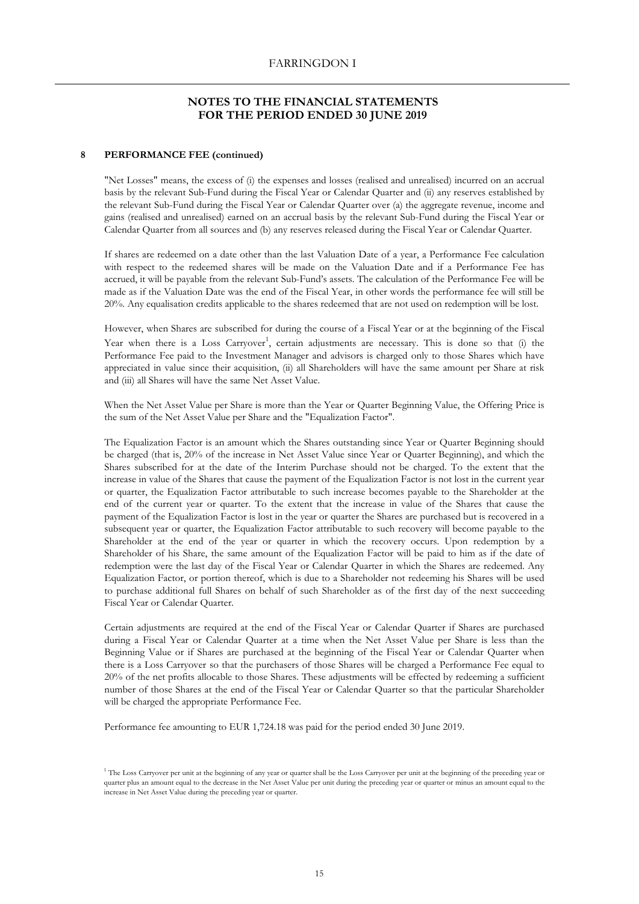## 8 PERFORMANCE FEE (continued)

"Net Losses" means, the excess of (i) the expenses and losses (realised and unrealised) incurred on an accrual basis by the relevant Sub-Fund during the Fiscal Year or Calendar Quarter and (ii) any reserves established by the relevant Sub-Fund during the Fiscal Year or Calendar Quarter over (a) the aggregate revenue, income and gains (realised and unrealised) earned on an accrual basis by the relevant Sub-Fund during the Fiscal Year or Calendar Quarter from all sources and (b) any reserves released during the Fiscal Year or Calendar Quarter.

If shares are redeemed on a date other than the last Valuation Date of a year, a Performance Fee calculation with respect to the redeemed shares will be made on the Valuation Date and if a Performance Fee has accrued, it will be payable from the relevant Sub-Fund's assets. The calculation of the Performance Fee will be made as if the Valuation Date was the end of the Fiscal Year, in other words the performance fee will still be 20%. Any equalisation credits applicable to the shares redeemed that are not used on redemption will be lost.

However, when Shares are subscribed for during the course of a Fiscal Year or at the beginning of the Fiscal Year when there is a Loss Carryover[1], certain adjustments are necessary. This is done so that (i) the Performance Fee paid to the Investment Manager and advisors is charged only to those Shares which have appreciated in value since their acquisition, (ii) all Shareholders will have the same amount per Share at risk and (iii) all Shares will have the same Net Asset Value.

When the Net Asset Value per Share is more than the Year or Quarter Beginning Value, the Offering Price is the sum of the Net Asset Value per Share and the "Equalization Factor".

The Equalization Factor is an amount which the Shares outstanding since Year or Quarter Beginning should be charged (that is, 20% of the increase in Net Asset Value since Year or Quarter Beginning), and which the Shares subscribed for at the date of the Interim Purchase should not be charged. To the extent that the increase in value of the Shares that cause the payment of the Equalization Factor is not lost in the current year or quarter, the Equalization Factor attributable to such increase becomes payable to the Shareholder at the end of the current year or quarter. To the extent that the increase in value of the Shares that cause the payment of the Equalization Factor is lost in the year or quarter the Shares are purchased but is recovered in a subsequent year or quarter, the Equalization Factor attributable to such recovery will become payable to the Shareholder at the end of the year or quarter in which the recovery occurs. Upon redemption by a Shareholder of his Share, the same amount of the Equalization Factor will be paid to him as if the date of redemption were the last day of the Fiscal Year or Calendar Quarter in which the Shares are redeemed. Any Equalization Factor, or portion thereof, which is due to a Shareholder not redeeming his Shares will be used to purchase additional full Shares on behalf of such Shareholder as of the first day of the next succeeding Fiscal Year or Calendar Quarter.

Certain adjustments are required at the end of the Fiscal Year or Calendar Quarter if Shares are purchased during a Fiscal Year or Calendar Quarter at a time when the Net Asset Value per Share is less than the Beginning Value or if Shares are purchased at the beginning of the Fiscal Year or Calendar Quarter when there is a Loss Carryover so that the purchasers of those Shares will be charged a Performance Fee equal to 20% of the net profits allocable to those Shares. These adjustments will be effected by redeeming a sufficient number of those Shares at the end of the Fiscal Year or Calendar Quarter so that the particular Shareholder will be charged the appropriate Performance Fee.

Performance fee amounting to EUR 1,724.18 was paid for the period ended 30 June 2019.

[1] The Loss Carryover per unit at the beginning of any year or quarter shall be the Loss Carryover per unit at the beginning of the preceding year or quarter plus an amount equal to the decrease in the Net Asset Value per unit during the preceding year or quarter or minus an amount equal to the increase in Net Asset Value during the preceding year or quarter.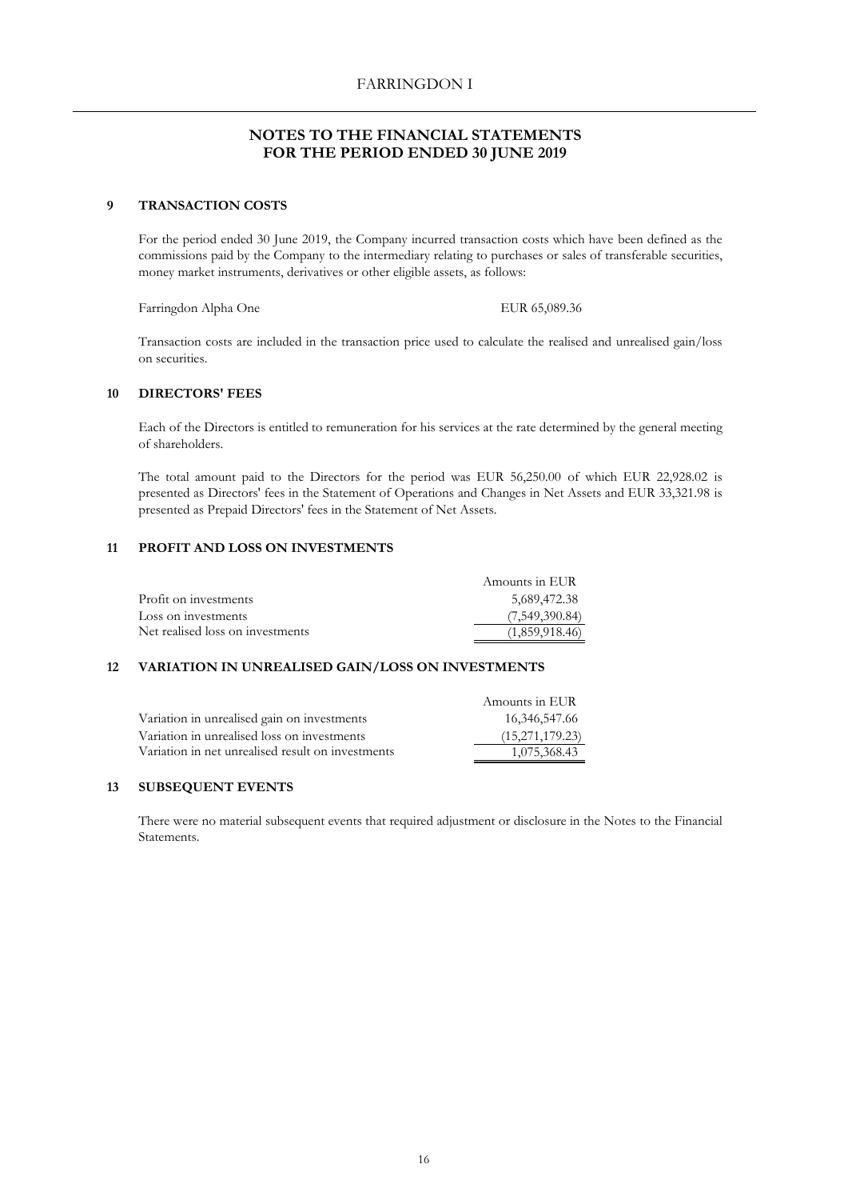# NOTES TO THE FINANCIAL STATEMENTS FOR THE PERIOD ENDED 30 JUNE 2019

## 9 TRANSACTION COSTS

For the period ended 30 June 2019, the Company incurred transaction costs which have been defined as the commissions paid by the Company to the intermediary relating to purchases or sales of transferable securities, money market instruments, derivatives or other eligible assets, as follows:

| | |
|---|---|
| Farringdon Alpha One | EUR 65,089.36 |

Transaction costs are included in the transaction price used to calculate the realised and unrealised gain/loss on securities.

## 10 DIRECTORS' FEES

Each of the Directors is entitled to remuneration for his services at the rate determined by the general meeting of shareholders.

The total amount paid to the Directors for the period was EUR 56,250.00 of which EUR 22,928.02 is presented as Directors' fees in the Statement of Operations and Changes in Net Assets and EUR 33,321.98 is presented as Prepaid Directors' fees in the Statement of Net Assets.

## 11 PROFIT AND LOSS ON INVESTMENTS

| | Amounts in EUR |
|---|---|
| Profit on investments | 5,689,472.38 |
| Loss on investments | (7,549,390.84) |
| Net realised loss on investments | (1,859,918.46) |

## 12 VARIATION IN UNREALISED GAIN/LOSS ON INVESTMENTS

| | Amounts in EUR |
|---|---|
| Variation in unrealised gain on investments | 16,346,547.66 |
| Variation in unrealised loss on investments | (15,271,179.23) |
| Variation in net unrealised result on investments | 1,075,368.43 |

## 13 SUBSEQUENT EVENTS

There were no material subsequent events that required adjustment or disclosure in the Notes to the Financial Statements.